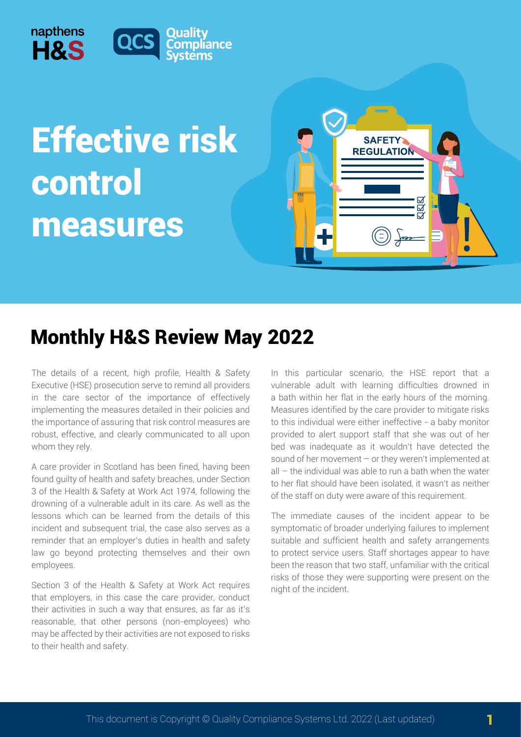# Effective risk control measures

## Monthly H&S Review May 2022

The details of a recent, high profile, Health & Safety Executive (HSE) prosecution serve to remind all providers in the care sector of the importance of effectively implementing the measures detailed in their policies and the importance of assuring that risk control measures are robust, effective, and clearly communicated to all upon whom they rely.

A care provider in Scotland has been fined, having been found guilty of health and safety breaches, under Section 3 of the Health & Safety at Work Act 1974, following the drowning of a vulnerable adult in its care. As well as the lessons which can be learned from the details of this incident and subsequent trial, the case also serves as a reminder that an employer's duties in health and safety law go beyond protecting themselves and their own employees.

Section 3 of the Health & Safety at Work Act requires that employers, in this case the care provider, conduct their activities in such a way that ensures, as far as it's reasonable, that other persons (non-employees) who may be affected by their activities are not exposed to risks to their health and safety.

In this particular scenario, the HSE report that a vulnerable adult with learning difficulties drowned in a bath within her flat in the early hours of the morning. Measures identified by the care provider to mitigate risks to this individual were either ineffective - a baby monitor provided to alert support staff that she was out of her bed was inadequate as it wouldn't have detected the sound of her movement – or they weren't implemented at all – the individual was able to run a bath when the water to her flat should have been isolated, it wasn't as neither of the staff on duty were aware of this requirement.

The immediate causes of the incident appear to be symptomatic of broader underlying failures to implement suitable and sufficient health and safety arrangements to protect service users. Staff shortages appear to have been the reason that two staff, unfamiliar with the critical risks of those they were supporting were present on the night of the incident.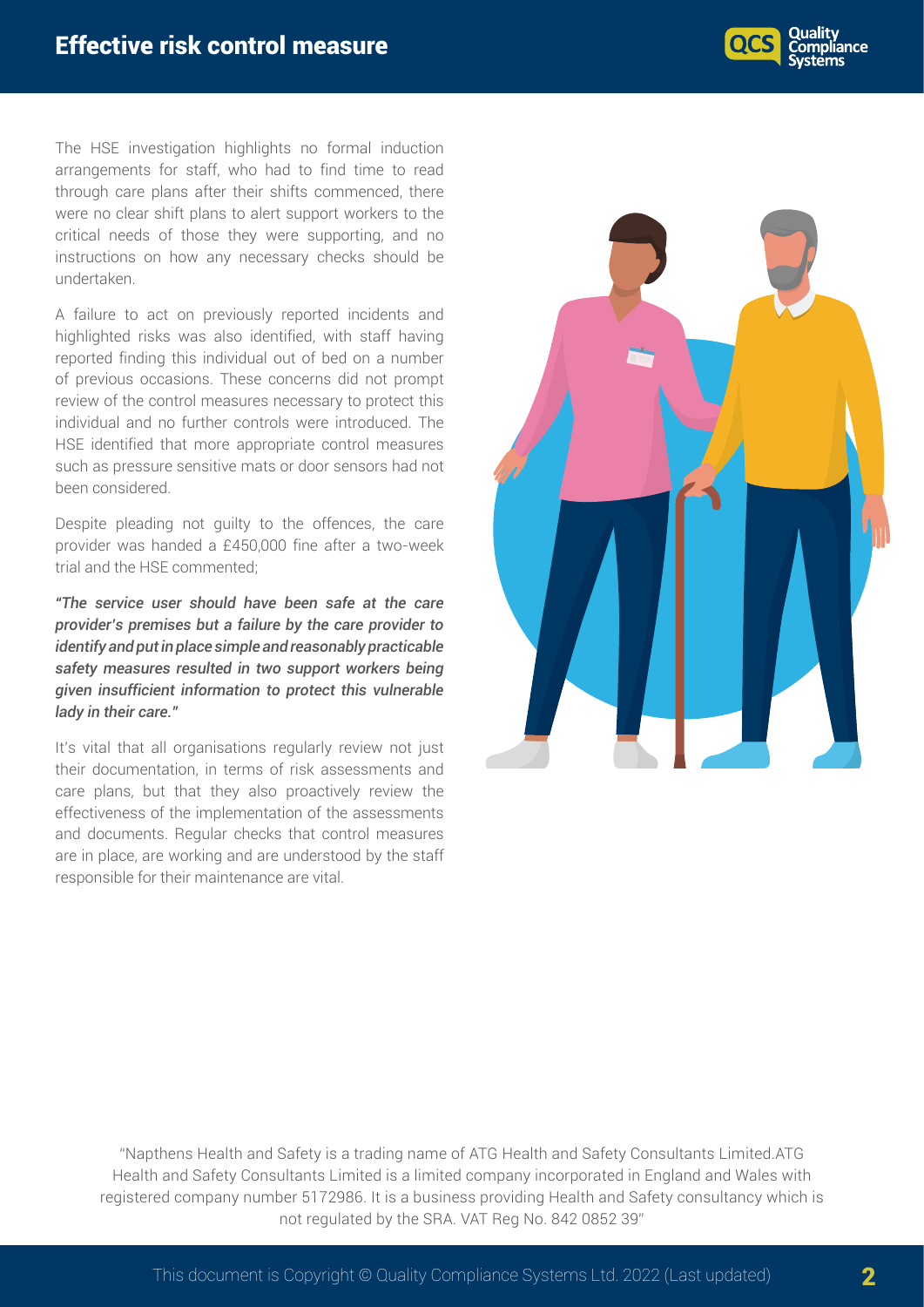# Effective risk control measure

The HSE investigation highlights no formal induction arrangements for staff, who had to find time to read through care plans after their shifts commenced, there were no clear shift plans to alert support workers to the critical needs of those they were supporting, and no instructions on how any necessary checks should be undertaken.

A failure to act on previously reported incidents and highlighted risks was also identified, with staff having reported finding this individual out of bed on a number of previous occasions. These concerns did not prompt review of the control measures necessary to protect this individual and no further controls were introduced. The HSE identified that more appropriate control measures such as pressure sensitive mats or door sensors had not been considered.

Despite pleading not guilty to the offences, the care provider was handed a £450,000 fine after a two-week trial and the HSE commented;

***"The service user should have been safe at the care provider's premises but a failure by the care provider to identify and put in place simple and reasonably practicable safety measures resulted in two support workers being given insufficient information to protect this vulnerable lady in their care."***

It's vital that all organisations regularly review not just their documentation, in terms of risk assessments and care plans, but that they also proactively review the effectiveness of the implementation of the assessments and documents. Regular checks that control measures are in place, are working and are understood by the staff responsible for their maintenance are vital.

"Napthens Health and Safety is a trading name of ATG Health and Safety Consultants Limited.ATG Health and Safety Consultants Limited is a limited company incorporated in England and Wales with registered company number 5172986. It is a business providing Health and Safety consultancy which is not regulated by the SRA. VAT Reg No. 842 0852 39"

This document is Copyright © Quality Compliance Systems Ltd. 2022 (Last updated)